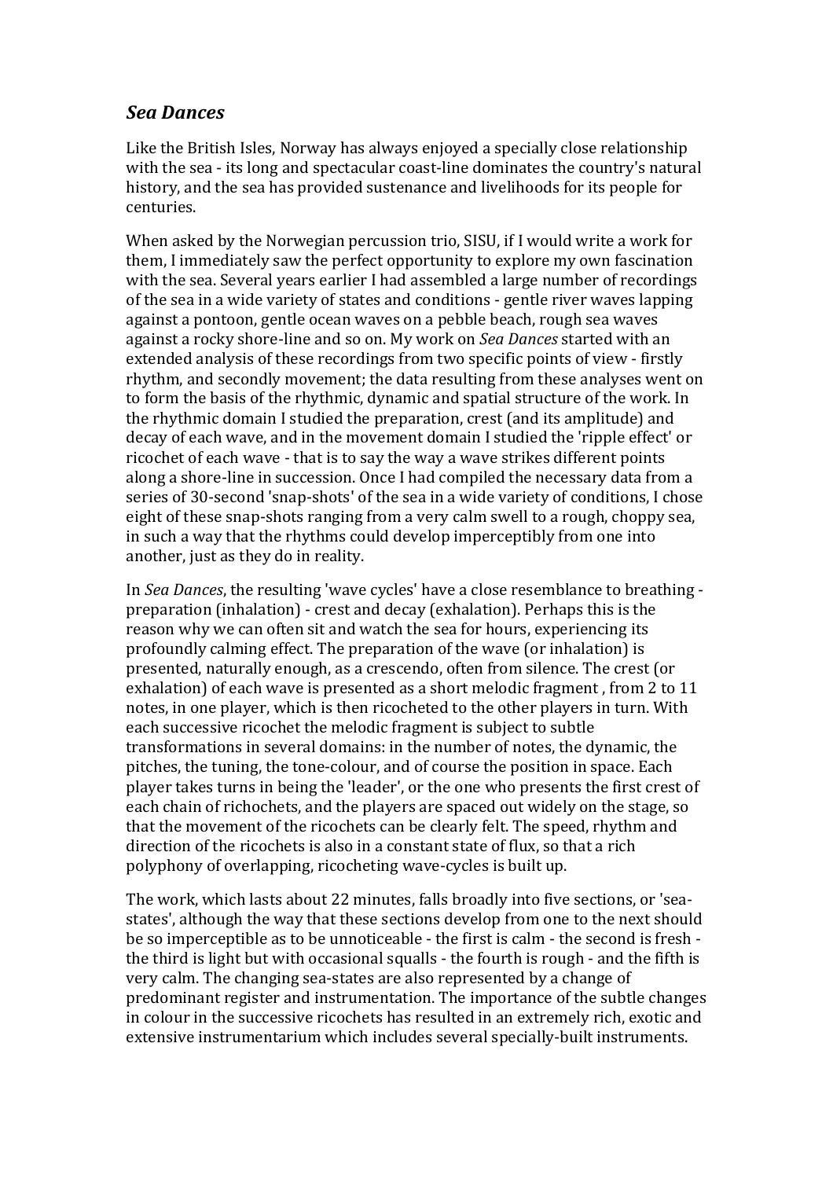## *Sea Dances*

Like the British Isles, Norway has always enjoyed a specially close relationship with the sea - its long and spectacular coast-line dominates the country's natural history, and the sea has provided sustenance and livelihoods for its people for centuries.

When asked by the Norwegian percussion trio, SISU, if I would write a work for them, I immediately saw the perfect opportunity to explore my own fascination with the sea. Several years earlier I had assembled a large number of recordings of the sea in a wide variety of states and conditions - gentle river waves lapping against a pontoon, gentle ocean waves on a pebble beach, rough sea waves against a rocky shore-line and so on. My work on *Sea Dances* started with an extended analysis of these recordings from two specific points of view - firstly rhythm, and secondly movement; the data resulting from these analyses went on to form the basis of the rhythmic, dynamic and spatial structure of the work. In the rhythmic domain I studied the preparation, crest (and its amplitude) and decay of each wave, and in the movement domain I studied the 'ripple effect' or ricochet of each wave - that is to say the way a wave strikes different points along a shore-line in succession. Once I had compiled the necessary data from a series of 30-second 'snap-shots' of the sea in a wide variety of conditions, I chose eight of these snap-shots ranging from a very calm swell to a rough, choppy sea, in such a way that the rhythms could develop imperceptibly from one into another, just as they do in reality.

In *Sea Dances*, the resulting 'wave cycles' have a close resemblance to breathing - preparation (inhalation) - crest and decay (exhalation). Perhaps this is the reason why we can often sit and watch the sea for hours, experiencing its profoundly calming effect. The preparation of the wave (or inhalation) is presented, naturally enough, as a crescendo, often from silence. The crest (or exhalation) of each wave is presented as a short melodic fragment , from 2 to 11 notes, in one player, which is then ricocheted to the other players in turn. With each successive ricochet the melodic fragment is subject to subtle transformations in several domains: in the number of notes, the dynamic, the pitches, the tuning, the tone-colour, and of course the position in space. Each player takes turns in being the 'leader', or the one who presents the first crest of each chain of richochets, and the players are spaced out widely on the stage, so that the movement of the ricochets can be clearly felt. The speed, rhythm and direction of the ricochets is also in a constant state of flux, so that a rich polyphony of overlapping, ricocheting wave-cycles is built up.

The work, which lasts about 22 minutes, falls broadly into five sections, or 'sea-states', although the way that these sections develop from one to the next should be so imperceptible as to be unnoticeable - the first is calm - the second is fresh - the third is light but with occasional squalls - the fourth is rough - and the fifth is very calm. The changing sea-states are also represented by a change of predominant register and instrumentation. The importance of the subtle changes in colour in the successive ricochets has resulted in an extremely rich, exotic and extensive instrumentarium which includes several specially-built instruments.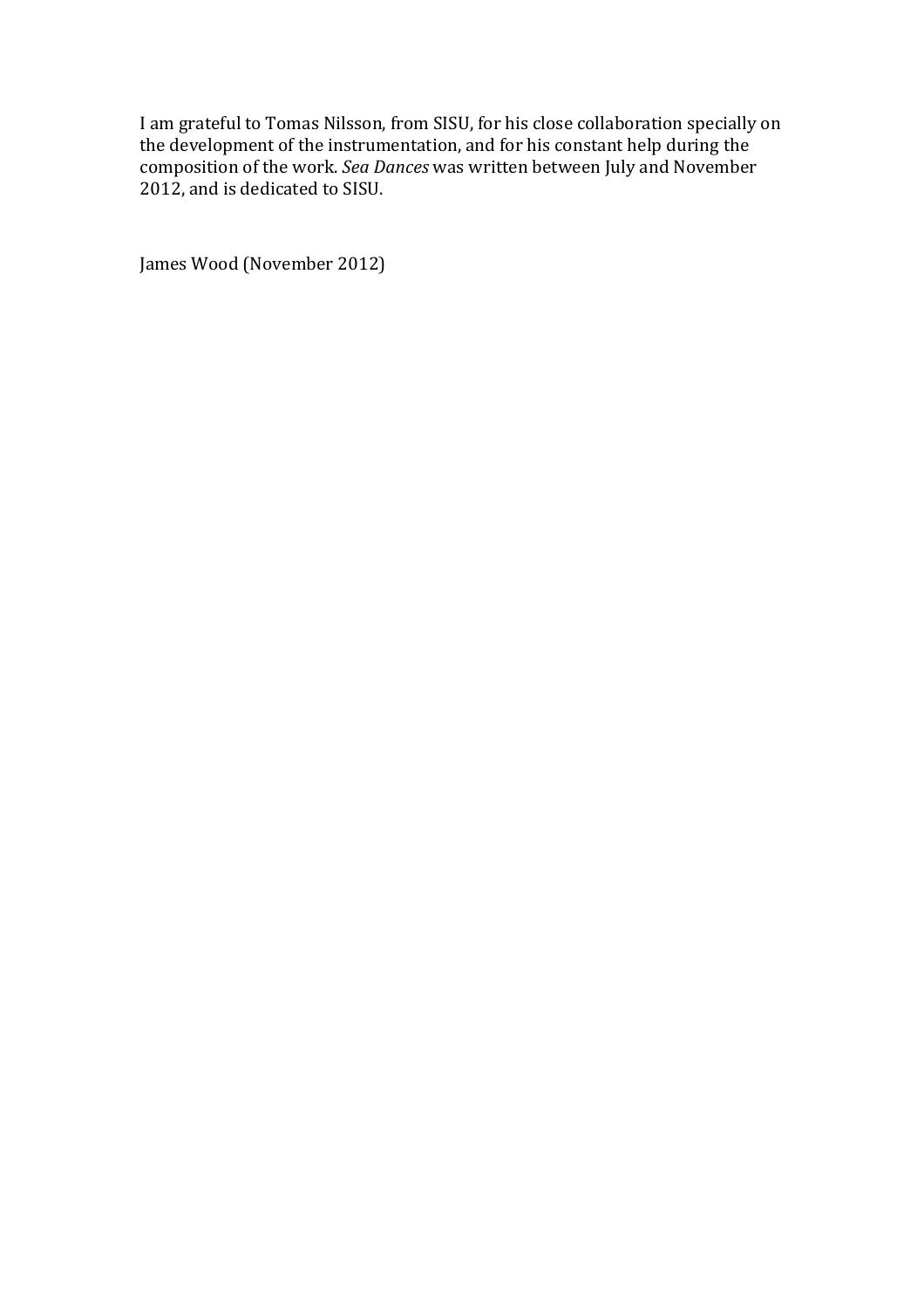I am grateful to Tomas Nilsson, from SISU, for his close collaboration specially on the development of the instrumentation, and for his constant help during the composition of the work. *Sea Dances* was written between July and November 2012, and is dedicated to SISU.

James Wood (November 2012)